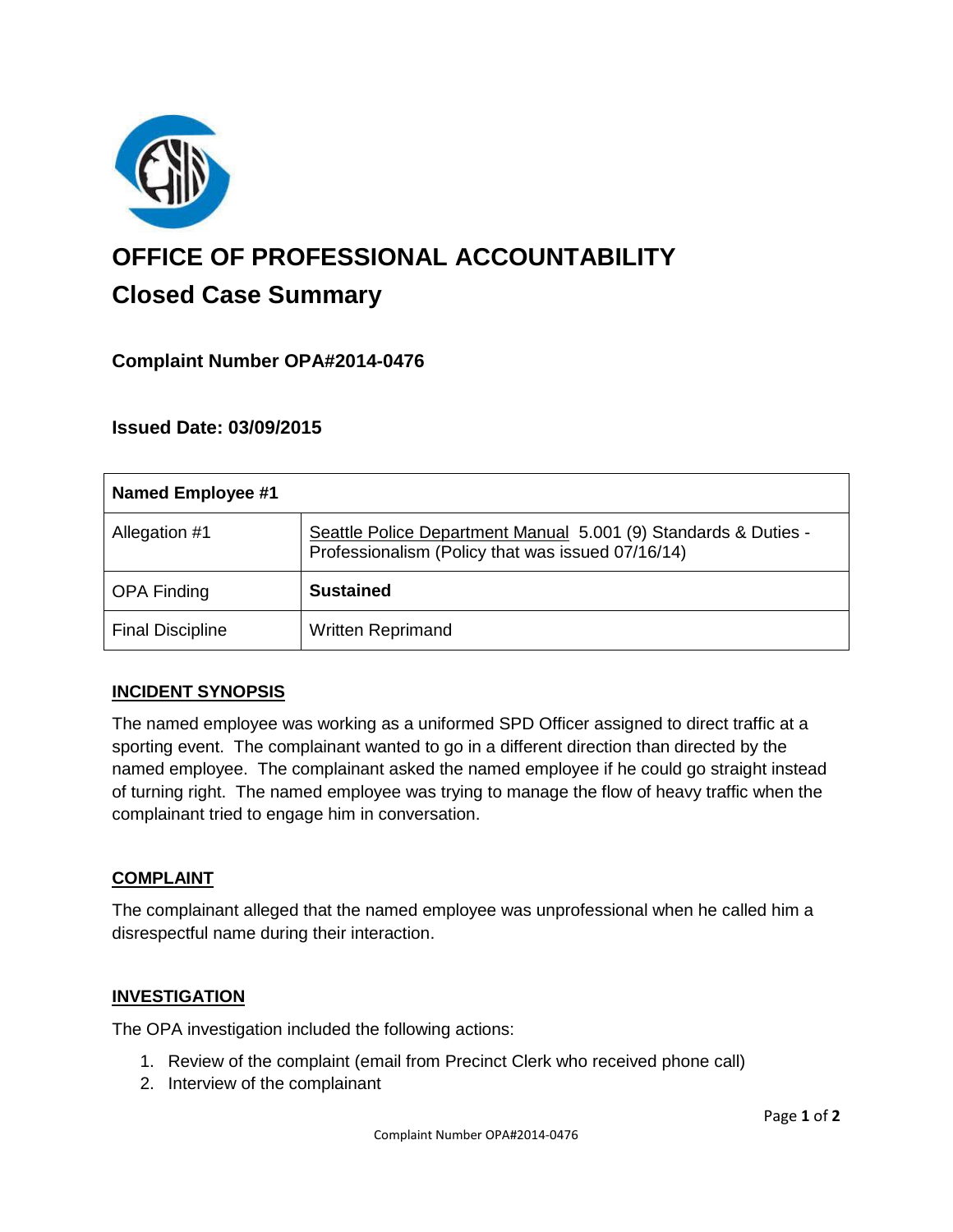# OFFICE OF PROFESSIONAL ACCOUNTABILITY

## Closed Case Summary

### Complaint Number OPA#2014-0476

### Issued Date: 03/09/2015

| Named Employee #1 | |
|---|---|
| Allegation #1 | Seattle Police Department Manual 5.001 (9) Standards & Duties - Professionalism (Policy that was issued 07/16/14) |
| OPA Finding | **Sustained** |
| Final Discipline | Written Reprimand |

**INCIDENT SYNOPSIS**

The named employee was working as a uniformed SPD Officer assigned to direct traffic at a sporting event. The complainant wanted to go in a different direction than directed by the named employee. The complainant asked the named employee if he could go straight instead of turning right. The named employee was trying to manage the flow of heavy traffic when the complainant tried to engage him in conversation.

**COMPLAINT**

The complainant alleged that the named employee was unprofessional when he called him a disrespectful name during their interaction.

**INVESTIGATION**

The OPA investigation included the following actions:

1. Review of the complaint (email from Precinct Clerk who received phone call)
2. Interview of the complainant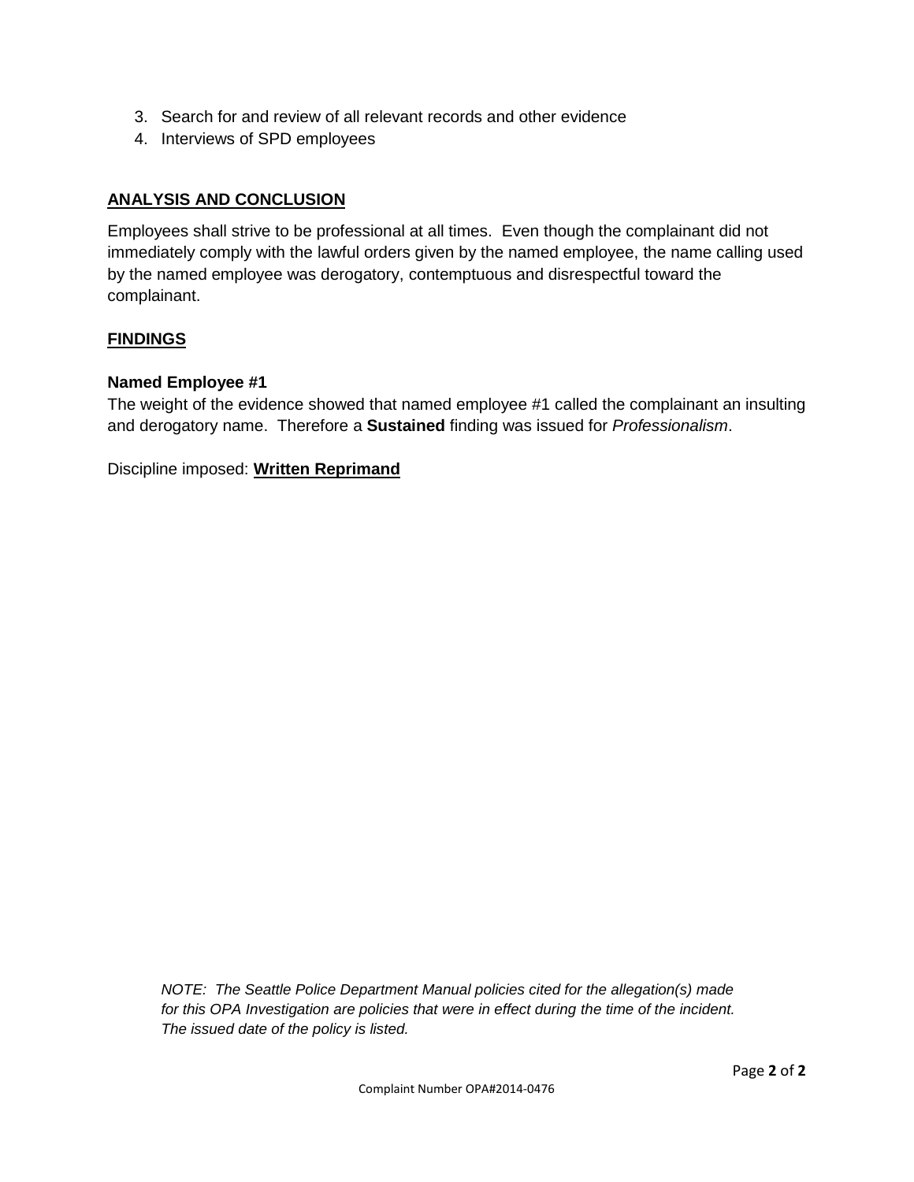3. Search for and review of all relevant records and other evidence
4. Interviews of SPD employees

## ANALYSIS AND CONCLUSION

Employees shall strive to be professional at all times. Even though the complainant did not immediately comply with the lawful orders given by the named employee, the name calling used by the named employee was derogatory, contemptuous and disrespectful toward the complainant.

## FINDINGS

### Named Employee #1

The weight of the evidence showed that named employee #1 called the complainant an insulting and derogatory name. Therefore a **Sustained** finding was issued for *Professionalism*.

Discipline imposed: **Written Reprimand**

*NOTE: The Seattle Police Department Manual policies cited for the allegation(s) made for this OPA Investigation are policies that were in effect during the time of the incident. The issued date of the policy is listed.*

Complaint Number OPA#2014-0476